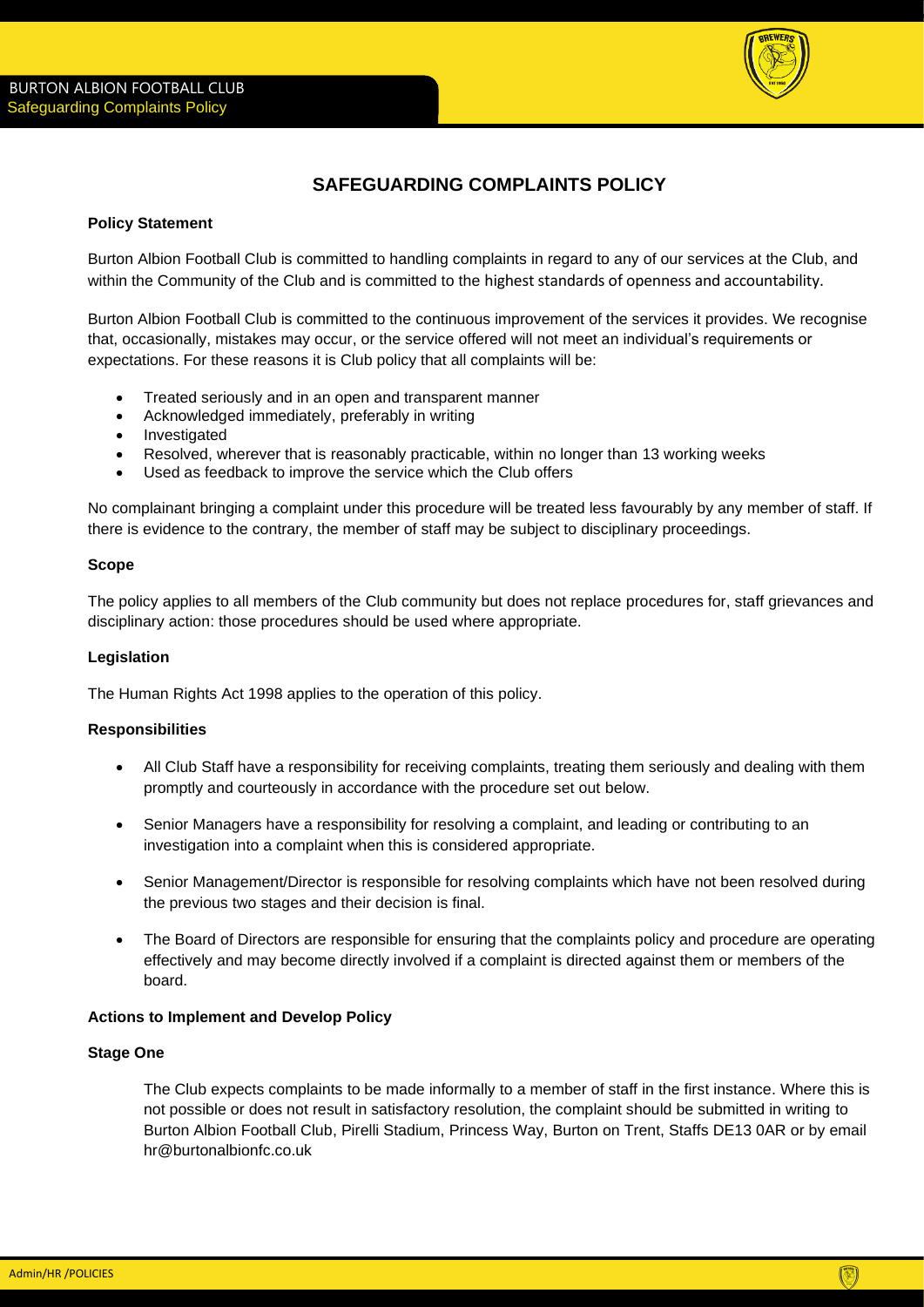# SAFEGUARDING COMPLAINTS POLICY

**Policy Statement**

Burton Albion Football Club is committed to handling complaints in regard to any of our services at the Club, and within the Community of the Club and is committed to the highest standards of openness and accountability.

Burton Albion Football Club is committed to the continuous improvement of the services it provides. We recognise that, occasionally, mistakes may occur, or the service offered will not meet an individual's requirements or expectations. For these reasons it is Club policy that all complaints will be:

- Treated seriously and in an open and transparent manner
- Acknowledged immediately, preferably in writing
- Investigated
- Resolved, wherever that is reasonably practicable, within no longer than 13 working weeks
- Used as feedback to improve the service which the Club offers

No complainant bringing a complaint under this procedure will be treated less favourably by any member of staff. If there is evidence to the contrary, the member of staff may be subject to disciplinary proceedings.

**Scope**

The policy applies to all members of the Club community but does not replace procedures for, staff grievances and disciplinary action: those procedures should be used where appropriate.

**Legislation**

The Human Rights Act 1998 applies to the operation of this policy.

**Responsibilities**

- All Club Staff have a responsibility for receiving complaints, treating them seriously and dealing with them promptly and courteously in accordance with the procedure set out below.
- Senior Managers have a responsibility for resolving a complaint, and leading or contributing to an investigation into a complaint when this is considered appropriate.
- Senior Management/Director is responsible for resolving complaints which have not been resolved during the previous two stages and their decision is final.
- The Board of Directors are responsible for ensuring that the complaints policy and procedure are operating effectively and may become directly involved if a complaint is directed against them or members of the board.

**Actions to Implement and Develop Policy**

**Stage One**

The Club expects complaints to be made informally to a member of staff in the first instance. Where this is not possible or does not result in satisfactory resolution, the complaint should be submitted in writing to Burton Albion Football Club, Pirelli Stadium, Princess Way, Burton on Trent, Staffs DE13 0AR or by email hr@burtonalbionfc.co.uk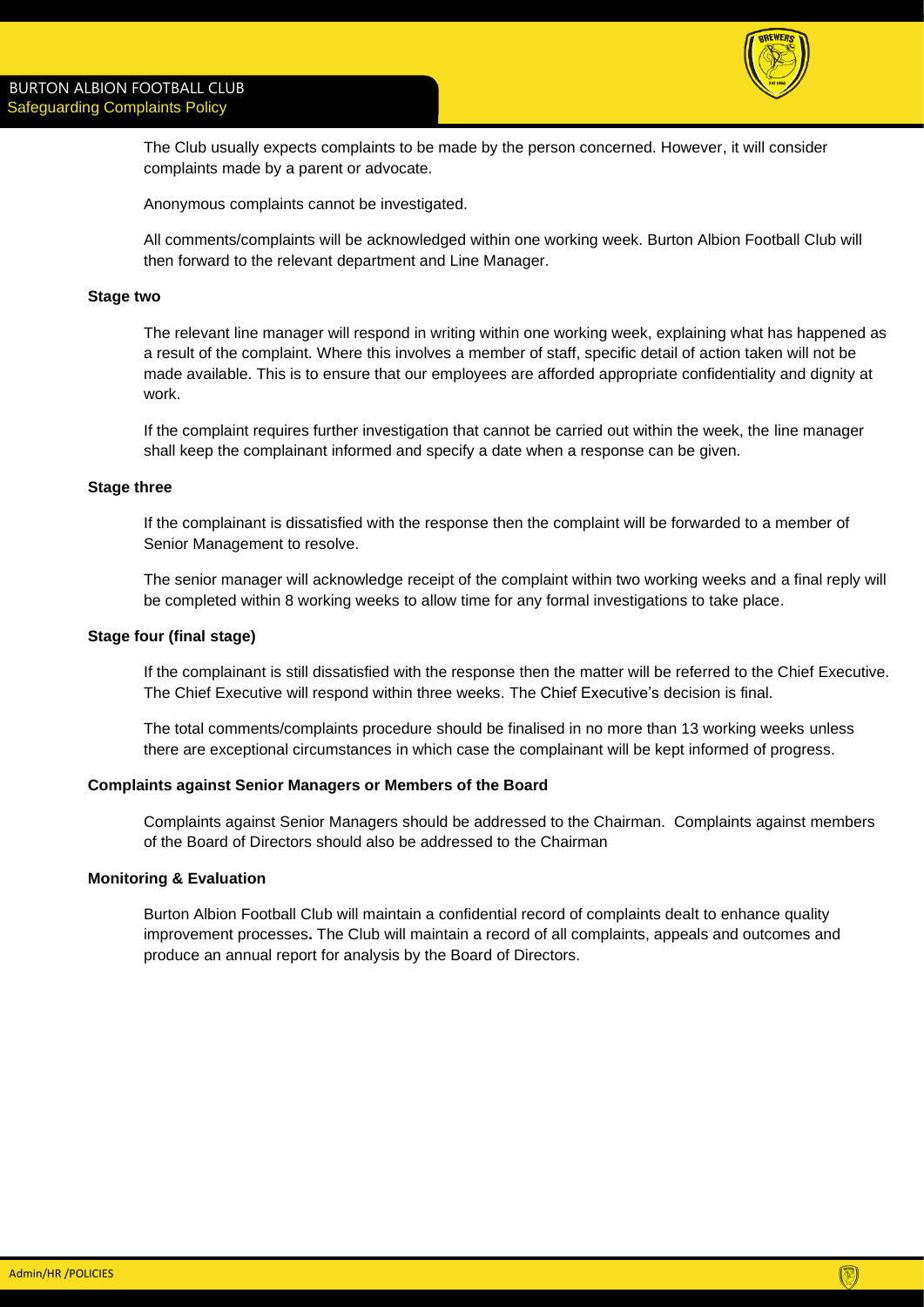The Club usually expects complaints to be made by the person concerned. However, it will consider complaints made by a parent or advocate.

Anonymous complaints cannot be investigated.

All comments/complaints will be acknowledged within one working week. Burton Albion Football Club will then forward to the relevant department and Line Manager.

**Stage two**

The relevant line manager will respond in writing within one working week, explaining what has happened as a result of the complaint. Where this involves a member of staff, specific detail of action taken will not be made available. This is to ensure that our employees are afforded appropriate confidentiality and dignity at work.

If the complaint requires further investigation that cannot be carried out within the week, the line manager shall keep the complainant informed and specify a date when a response can be given.

**Stage three**

If the complainant is dissatisfied with the response then the complaint will be forwarded to a member of Senior Management to resolve.

The senior manager will acknowledge receipt of the complaint within two working weeks and a final reply will be completed within 8 working weeks to allow time for any formal investigations to take place.

**Stage four (final stage)**

If the complainant is still dissatisfied with the response then the matter will be referred to the Chief Executive. The Chief Executive will respond within three weeks. The Chief Executive's decision is final.

The total comments/complaints procedure should be finalised in no more than 13 working weeks unless there are exceptional circumstances in which case the complainant will be kept informed of progress.

**Complaints against Senior Managers or Members of the Board**

Complaints against Senior Managers should be addressed to the Chairman. Complaints against members of the Board of Directors should also be addressed to the Chairman

**Monitoring & Evaluation**

Burton Albion Football Club will maintain a confidential record of complaints dealt to enhance quality improvement processes**.** The Club will maintain a record of all complaints, appeals and outcomes and produce an annual report for analysis by the Board of Directors.